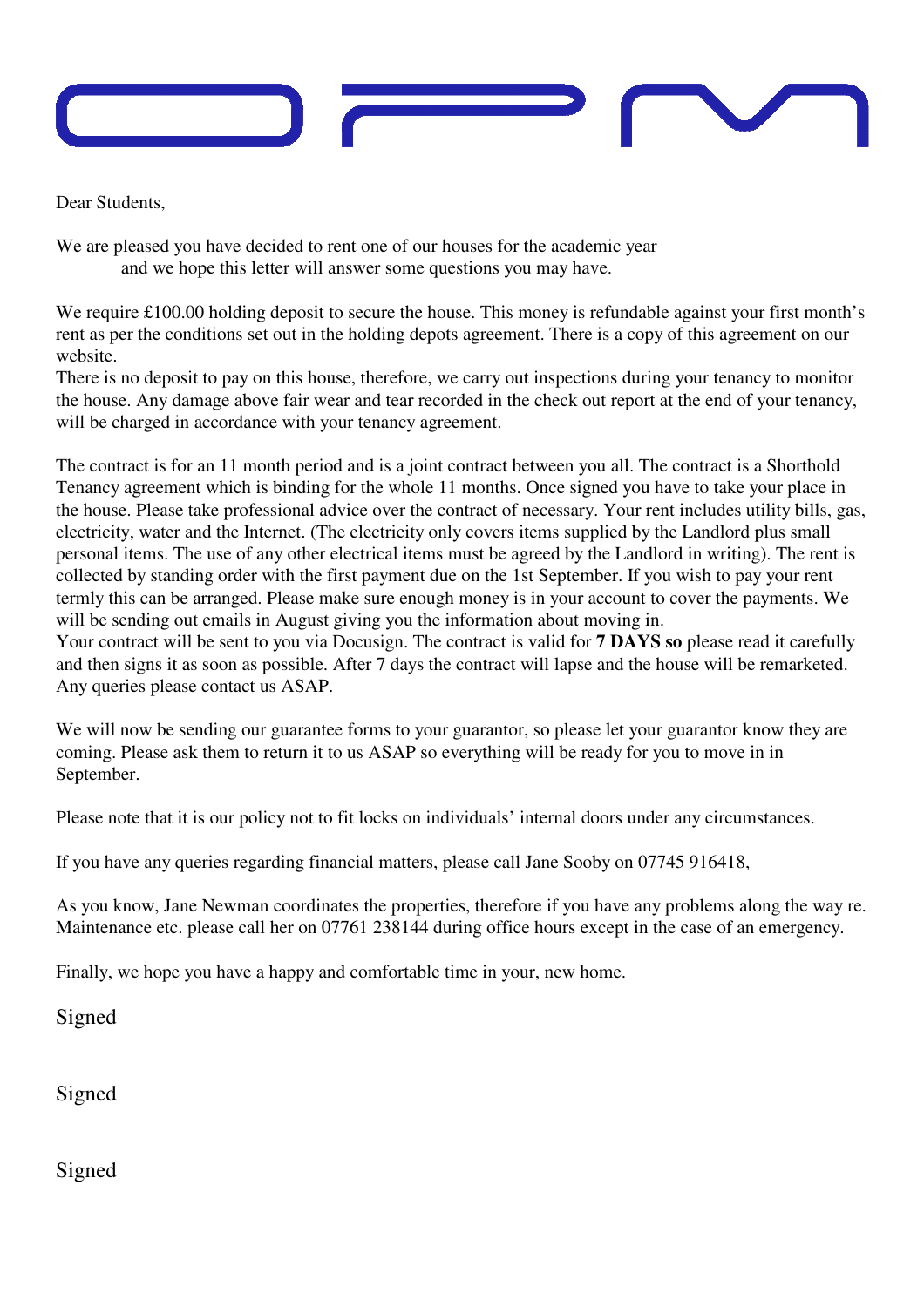Dear Students,

We are pleased you have decided to rent one of our houses for the academic year and we hope this letter will answer some questions you may have.

We require £100.00 holding deposit to secure the house. This money is refundable against your first month's rent as per the conditions set out in the holding depots agreement. There is a copy of this agreement on our website.
There is no deposit to pay on this house, therefore, we carry out inspections during your tenancy to monitor the house. Any damage above fair wear and tear recorded in the check out report at the end of your tenancy, will be charged in accordance with your tenancy agreement.

The contract is for an 11 month period and is a joint contract between you all. The contract is a Shorthold Tenancy agreement which is binding for the whole 11 months. Once signed you have to take your place in the house. Please take professional advice over the contract of necessary. Your rent includes utility bills, gas, electricity, water and the Internet. (The electricity only covers items supplied by the Landlord plus small personal items. The use of any other electrical items must be agreed by the Landlord in writing). The rent is collected by standing order with the first payment due on the 1st September. If you wish to pay your rent termly this can be arranged. Please make sure enough money is in your account to cover the payments. We will be sending out emails in August giving you the information about moving in.
Your contract will be sent to you via Docusign. The contract is valid for **7 DAYS so** please read it carefully and then signs it as soon as possible. After 7 days the contract will lapse and the house will be remarketed. Any queries please contact us ASAP.

We will now be sending our guarantee forms to your guarantor, so please let your guarantor know they are coming. Please ask them to return it to us ASAP so everything will be ready for you to move in in September.

Please note that it is our policy not to fit locks on individuals' internal doors under any circumstances.

If you have any queries regarding financial matters, please call Jane Sooby on 07745 916418,

As you know, Jane Newman coordinates the properties, therefore if you have any problems along the way re. Maintenance etc. please call her on 07761 238144 during office hours except in the case of an emergency.

Finally, we hope you have a happy and comfortable time in your, new home.

Signed

Signed

Signed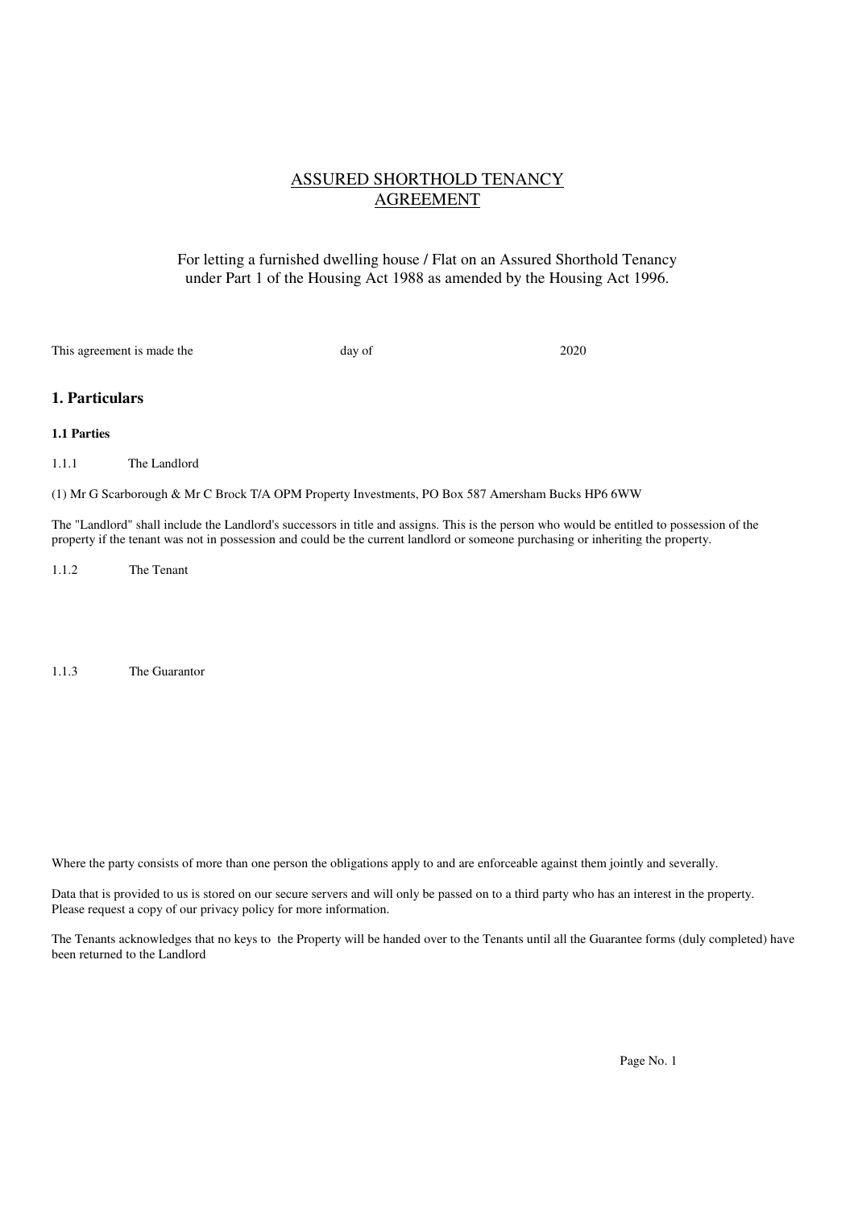# ASSURED SHORTHOLD TENANCY AGREEMENT

For letting a furnished dwelling house / Flat on an Assured Shorthold Tenancy under Part 1 of the Housing Act 1988 as amended by the Housing Act 1996.

This agreement is made the day of 2020

## 1. Particulars

### 1.1 Parties

1.1.1 The Landlord

(1) Mr G Scarborough & Mr C Brock T/A OPM Property Investments, PO Box 587 Amersham Bucks HP6 6WW

The "Landlord" shall include the Landlord's successors in title and assigns. This is the person who would be entitled to possession of the property if the tenant was not in possession and could be the current landlord or someone purchasing or inheriting the property.

1.1.2 The Tenant

1.1.3 The Guarantor

Where the party consists of more than one person the obligations apply to and are enforceable against them jointly and severally.

Data that is provided to us is stored on our secure servers and will only be passed on to a third party who has an interest in the property. Please request a copy of our privacy policy for more information.

The Tenants acknowledges that no keys to the Property will be handed over to the Tenants until all the Guarantee forms (duly completed) have been returned to the Landlord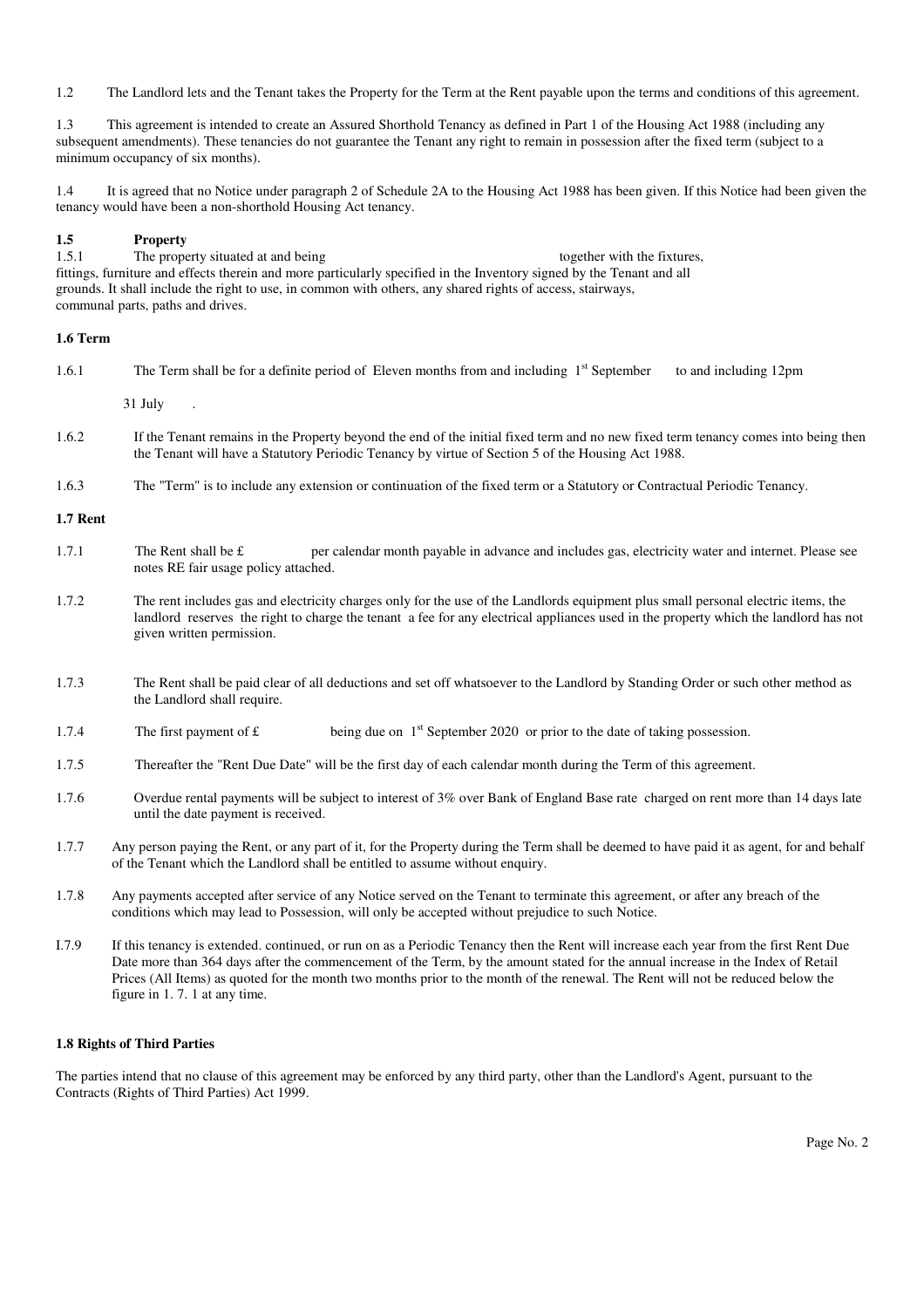1.2 The Landlord lets and the Tenant takes the Property for the Term at the Rent payable upon the terms and conditions of this agreement.

1.3 This agreement is intended to create an Assured Shorthold Tenancy as defined in Part 1 of the Housing Act 1988 (including any subsequent amendments). These tenancies do not guarantee the Tenant any right to remain in possession after the fixed term (subject to a minimum occupancy of six months).

1.4 It is agreed that no Notice under paragraph 2 of Schedule 2A to the Housing Act 1988 has been given. If this Notice had been given the tenancy would have been a non-shorthold Housing Act tenancy.

**1.5 Property**

1.5.1 The property situated at and being together with the fixtures, fittings, furniture and effects therein and more particularly specified in the Inventory signed by the Tenant and all grounds. It shall include the right to use, in common with others, any shared rights of access, stairways, communal parts, paths and drives.

**1.6 Term**

1.6.1 The Term shall be for a definite period of Eleven months from and including 1st September to and including 12pm 31 July .

1.6.2 If the Tenant remains in the Property beyond the end of the initial fixed term and no new fixed term tenancy comes into being then the Tenant will have a Statutory Periodic Tenancy by virtue of Section 5 of the Housing Act 1988.

1.6.3 The "Term" is to include any extension or continuation of the fixed term or a Statutory or Contractual Periodic Tenancy.

**1.7 Rent**

1.7.1 The Rent shall be £ per calendar month payable in advance and includes gas, electricity water and internet. Please see notes RE fair usage policy attached.

1.7.2 The rent includes gas and electricity charges only for the use of the Landlords equipment plus small personal electric items, the landlord reserves the right to charge the tenant a fee for any electrical appliances used in the property which the landlord has not given written permission.

1.7.3 The Rent shall be paid clear of all deductions and set off whatsoever to the Landlord by Standing Order or such other method as the Landlord shall require.

1.7.4 The first payment of £ being due on 1st September 2020 or prior to the date of taking possession.

1.7.5 Thereafter the "Rent Due Date" will be the first day of each calendar month during the Term of this agreement.

1.7.6 Overdue rental payments will be subject to interest of 3% over Bank of England Base rate charged on rent more than 14 days late until the date payment is received.

1.7.7 Any person paying the Rent, or any part of it, for the Property during the Term shall be deemed to have paid it as agent, for and behalf of the Tenant which the Landlord shall be entitled to assume without enquiry.

1.7.8 Any payments accepted after service of any Notice served on the Tenant to terminate this agreement, or after any breach of the conditions which may lead to Possession, will only be accepted without prejudice to such Notice.

I.7.9 If this tenancy is extended. continued, or run on as a Periodic Tenancy then the Rent will increase each year from the first Rent Due Date more than 364 days after the commencement of the Term, by the amount stated for the annual increase in the Index of Retail Prices (All Items) as quoted for the month two months prior to the month of the renewal. The Rent will not be reduced below the figure in 1. 7. 1 at any time.

**1.8 Rights of Third Parties**

The parties intend that no clause of this agreement may be enforced by any third party, other than the Landlord's Agent, pursuant to the Contracts (Rights of Third Parties) Act 1999.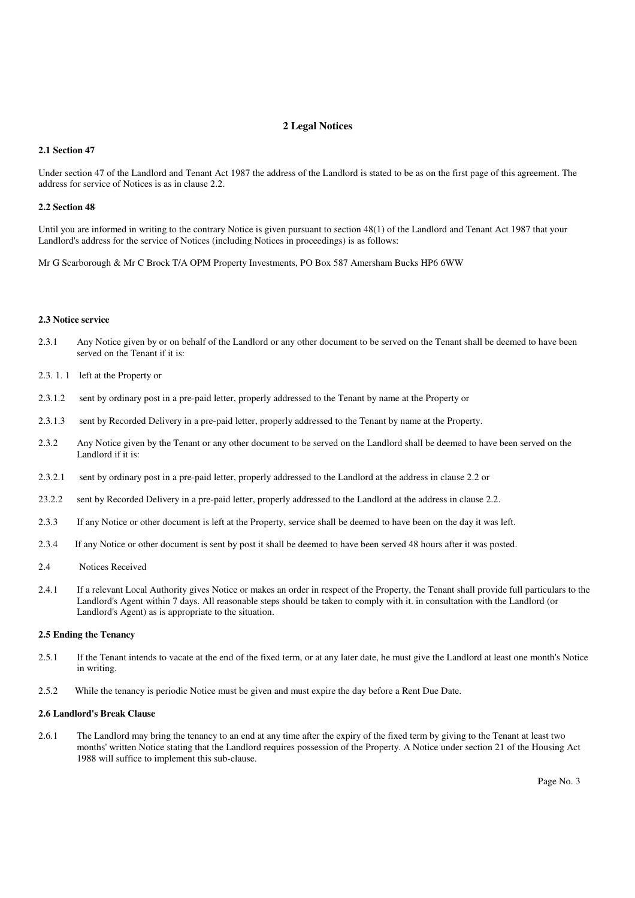## 2 Legal Notices

### 2.1 Section 47

Under section 47 of the Landlord and Tenant Act 1987 the address of the Landlord is stated to be as on the first page of this agreement. The address for service of Notices is as in clause 2.2.

### 2.2 Section 48

Until you are informed in writing to the contrary Notice is given pursuant to section 48(1) of the Landlord and Tenant Act 1987 that your Landlord's address for the service of Notices (including Notices in proceedings) is as follows:

Mr G Scarborough & Mr C Brock T/A OPM Property Investments, PO Box 587 Amersham Bucks HP6 6WW

### 2.3 Notice service

2.3.1 Any Notice given by or on behalf of the Landlord or any other document to be served on the Tenant shall be deemed to have been served on the Tenant if it is:

2.3. 1. 1 left at the Property or

2.3.1.2 sent by ordinary post in a pre-paid letter, properly addressed to the Tenant by name at the Property or

2.3.1.3 sent by Recorded Delivery in a pre-paid letter, properly addressed to the Tenant by name at the Property.

2.3.2 Any Notice given by the Tenant or any other document to be served on the Landlord shall be deemed to have been served on the Landlord if it is:

2.3.2.1 sent by ordinary post in a pre-paid letter, properly addressed to the Landlord at the address in clause 2.2 or

23.2.2 sent by Recorded Delivery in a pre-paid letter, properly addressed to the Landlord at the address in clause 2.2.

2.3.3 If any Notice or other document is left at the Property, service shall be deemed to have been on the day it was left.

2.3.4 If any Notice or other document is sent by post it shall be deemed to have been served 48 hours after it was posted.

2.4 Notices Received

2.4.1 If a relevant Local Authority gives Notice or makes an order in respect of the Property, the Tenant shall provide full particulars to the Landlord's Agent within 7 days. All reasonable steps should be taken to comply with it. in consultation with the Landlord (or Landlord's Agent) as is appropriate to the situation.

### 2.5 Ending the Tenancy

2.5.1 If the Tenant intends to vacate at the end of the fixed term, or at any later date, he must give the Landlord at least one month's Notice in writing.

2.5.2 While the tenancy is periodic Notice must be given and must expire the day before a Rent Due Date.

### 2.6 Landlord's Break Clause

2.6.1 The Landlord may bring the tenancy to an end at any time after the expiry of the fixed term by giving to the Tenant at least two months' written Notice stating that the Landlord requires possession of the Property. A Notice under section 21 of the Housing Act 1988 will suffice to implement this sub-clause.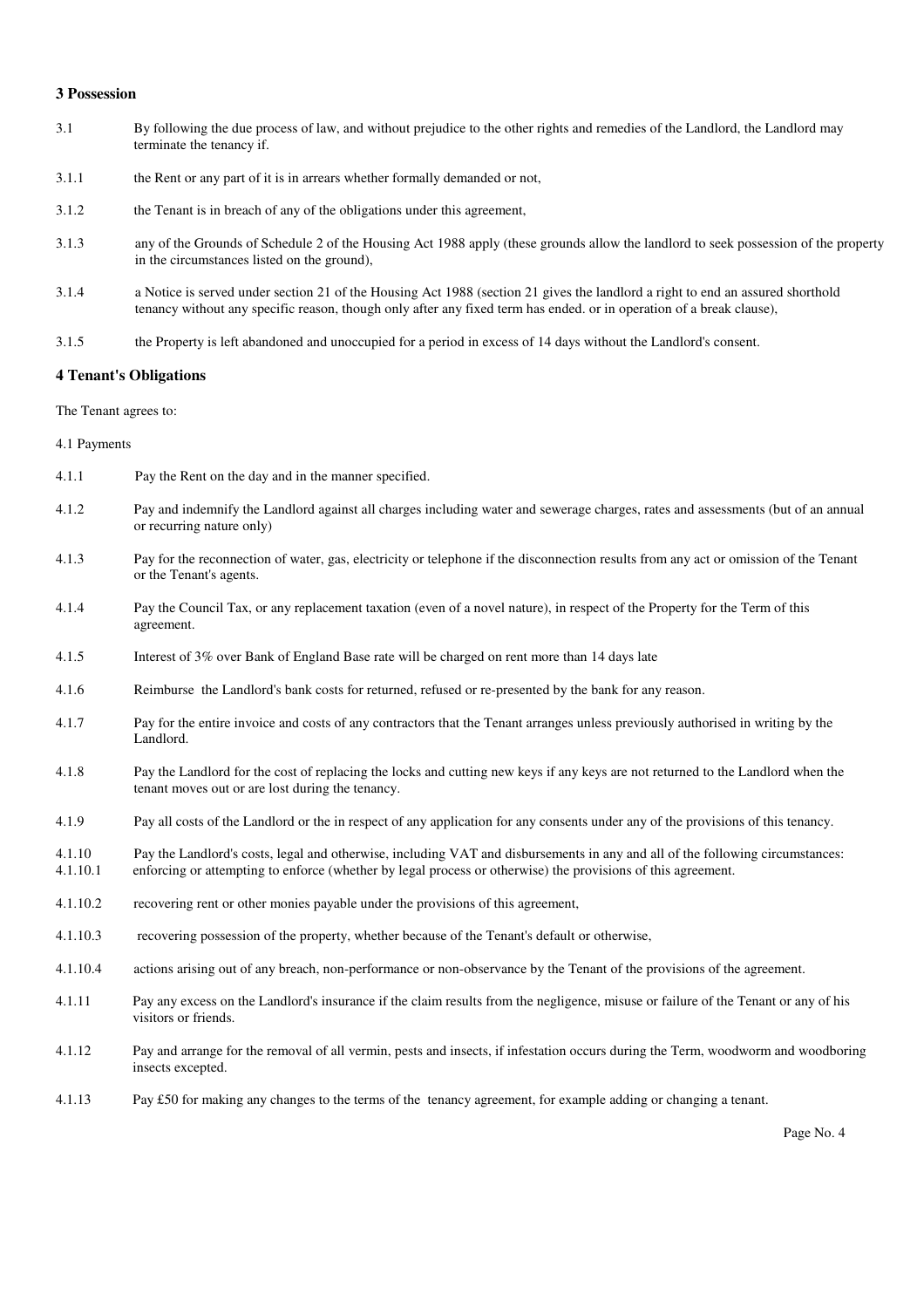### 3 Possession

3.1 By following the due process of law, and without prejudice to the other rights and remedies of the Landlord, the Landlord may terminate the tenancy if.

3.1.1 the Rent or any part of it is in arrears whether formally demanded or not,

3.1.2 the Tenant is in breach of any of the obligations under this agreement,

3.1.3 any of the Grounds of Schedule 2 of the Housing Act 1988 apply (these grounds allow the landlord to seek possession of the property in the circumstances listed on the ground),

3.1.4 a Notice is served under section 21 of the Housing Act 1988 (section 21 gives the landlord a right to end an assured shorthold tenancy without any specific reason, though only after any fixed term has ended. or in operation of a break clause),

3.1.5 the Property is left abandoned and unoccupied for a period in excess of 14 days without the Landlord's consent.

### 4 Tenant's Obligations

The Tenant agrees to:

4.1 Payments

4.1.1 Pay the Rent on the day and in the manner specified.

4.1.2 Pay and indemnify the Landlord against all charges including water and sewerage charges, rates and assessments (but of an annual or recurring nature only)

4.1.3 Pay for the reconnection of water, gas, electricity or telephone if the disconnection results from any act or omission of the Tenant or the Tenant's agents.

4.1.4 Pay the Council Tax, or any replacement taxation (even of a novel nature), in respect of the Property for the Term of this agreement.

4.1.5 Interest of 3% over Bank of England Base rate will be charged on rent more than 14 days late

4.1.6 Reimburse the Landlord's bank costs for returned, refused or re-presented by the bank for any reason.

4.1.7 Pay for the entire invoice and costs of any contractors that the Tenant arranges unless previously authorised in writing by the Landlord.

4.1.8 Pay the Landlord for the cost of replacing the locks and cutting new keys if any keys are not returned to the Landlord when the tenant moves out or are lost during the tenancy.

4.1.9 Pay all costs of the Landlord or the in respect of any application for any consents under any of the provisions of this tenancy.

4.1.10 Pay the Landlord's costs, legal and otherwise, including VAT and disbursements in any and all of the following circumstances:

4.1.10.1 enforcing or attempting to enforce (whether by legal process or otherwise) the provisions of this agreement.

4.1.10.2 recovering rent or other monies payable under the provisions of this agreement,

4.1.10.3 recovering possession of the property, whether because of the Tenant's default or otherwise,

4.1.10.4 actions arising out of any breach, non-performance or non-observance by the Tenant of the provisions of the agreement.

4.1.11 Pay any excess on the Landlord's insurance if the claim results from the negligence, misuse or failure of the Tenant or any of his visitors or friends.

4.1.12 Pay and arrange for the removal of all vermin, pests and insects, if infestation occurs during the Term, woodworm and woodboring insects excepted.

4.1.13 Pay £50 for making any changes to the terms of the tenancy agreement, for example adding or changing a tenant.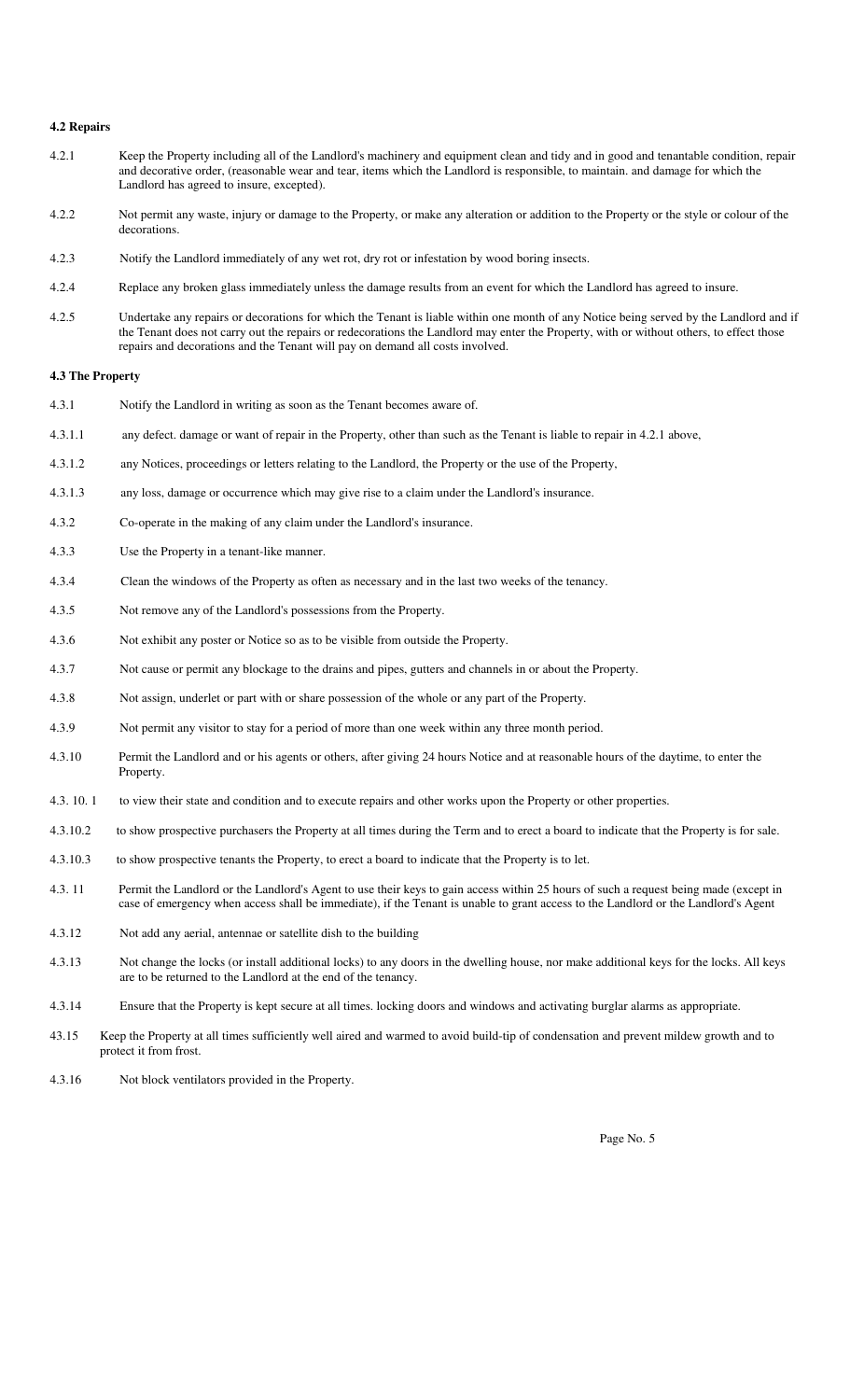**4.2 Repairs**

4.2.1 Keep the Property including all of the Landlord's machinery and equipment clean and tidy and in good and tenantable condition, repair and decorative order, (reasonable wear and tear, items which the Landlord is responsible, to maintain. and damage for which the Landlord has agreed to insure, excepted).

4.2.2 Not permit any waste, injury or damage to the Property, or make any alteration or addition to the Property or the style or colour of the decorations.

4.2.3 Notify the Landlord immediately of any wet rot, dry rot or infestation by wood boring insects.

4.2.4 Replace any broken glass immediately unless the damage results from an event for which the Landlord has agreed to insure.

4.2.5 Undertake any repairs or decorations for which the Tenant is liable within one month of any Notice being served by the Landlord and if the Tenant does not carry out the repairs or redecorations the Landlord may enter the Property, with or without others, to effect those repairs and decorations and the Tenant will pay on demand all costs involved.

**4.3 The Property**

4.3.1 Notify the Landlord in writing as soon as the Tenant becomes aware of.

4.3.1.1 any defect. damage or want of repair in the Property, other than such as the Tenant is liable to repair in 4.2.1 above,

4.3.1.2 any Notices, proceedings or letters relating to the Landlord, the Property or the use of the Property,

4.3.1.3 any loss, damage or occurrence which may give rise to a claim under the Landlord's insurance.

4.3.2 Co-operate in the making of any claim under the Landlord's insurance.

4.3.3 Use the Property in a tenant-like manner.

4.3.4 Clean the windows of the Property as often as necessary and in the last two weeks of the tenancy.

4.3.5 Not remove any of the Landlord's possessions from the Property.

4.3.6 Not exhibit any poster or Notice so as to be visible from outside the Property.

4.3.7 Not cause or permit any blockage to the drains and pipes, gutters and channels in or about the Property.

4.3.8 Not assign, underlet or part with or share possession of the whole or any part of the Property.

4.3.9 Not permit any visitor to stay for a period of more than one week within any three month period.

4.3.10 Permit the Landlord and or his agents or others, after giving 24 hours Notice and at reasonable hours of the daytime, to enter the Property.

4.3. 10. 1 to view their state and condition and to execute repairs and other works upon the Property or other properties.

4.3.10.2 to show prospective purchasers the Property at all times during the Term and to erect a board to indicate that the Property is for sale.

4.3.10.3 to show prospective tenants the Property, to erect a board to indicate that the Property is to let.

4.3. 11 Permit the Landlord or the Landlord's Agent to use their keys to gain access within 25 hours of such a request being made (except in case of emergency when access shall be immediate), if the Tenant is unable to grant access to the Landlord or the Landlord's Agent

4.3.12 Not add any aerial, antennae or satellite dish to the building

4.3.13 Not change the locks (or install additional locks) to any doors in the dwelling house, nor make additional keys for the locks. All keys are to be returned to the Landlord at the end of the tenancy.

4.3.14 Ensure that the Property is kept secure at all times. locking doors and windows and activating burglar alarms as appropriate.

43.15 Keep the Property at all times sufficiently well aired and warmed to avoid build-tip of condensation and prevent mildew growth and to protect it from frost.

4.3.16 Not block ventilators provided in the Property.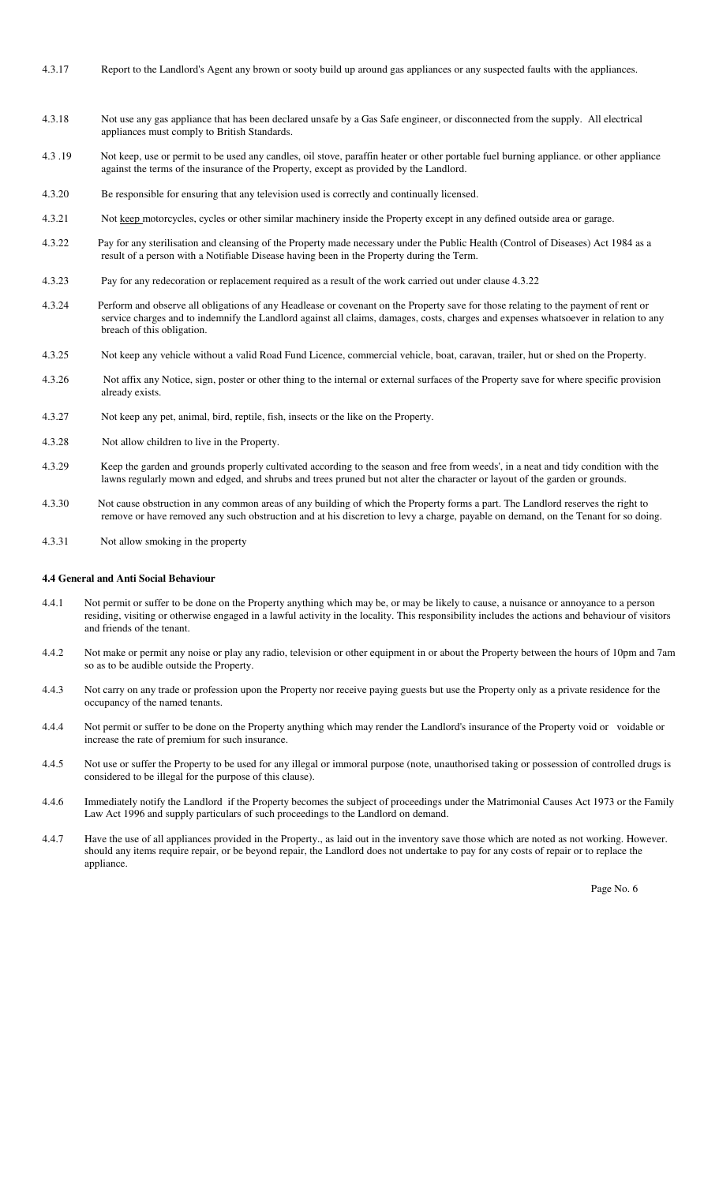4.3.17 Report to the Landlord's Agent any brown or sooty build up around gas appliances or any suspected faults with the appliances.

4.3.18 Not use any gas appliance that has been declared unsafe by a Gas Safe engineer, or disconnected from the supply. All electrical appliances must comply to British Standards.

4.3 .19 Not keep, use or permit to be used any candles, oil stove, paraffin heater or other portable fuel burning appliance. or other appliance against the terms of the insurance of the Property, except as provided by the Landlord.

4.3.20 Be responsible for ensuring that any television used is correctly and continually licensed.

4.3.21 Not keep motorcycles, cycles or other similar machinery inside the Property except in any defined outside area or garage.

4.3.22 Pay for any sterilisation and cleansing of the Property made necessary under the Public Health (Control of Diseases) Act 1984 as a result of a person with a Notifiable Disease having been in the Property during the Term.

4.3.23 Pay for any redecoration or replacement required as a result of the work carried out under clause 4.3.22

4.3.24 Perform and observe all obligations of any Headlease or covenant on the Property save for those relating to the payment of rent or service charges and to indemnify the Landlord against all claims, damages, costs, charges and expenses whatsoever in relation to any breach of this obligation.

4.3.25 Not keep any vehicle without a valid Road Fund Licence, commercial vehicle, boat, caravan, trailer, hut or shed on the Property.

4.3.26 Not affix any Notice, sign, poster or other thing to the internal or external surfaces of the Property save for where specific provision already exists.

4.3.27 Not keep any pet, animal, bird, reptile, fish, insects or the like on the Property.

4.3.28 Not allow children to live in the Property.

4.3.29 Keep the garden and grounds properly cultivated according to the season and free from weeds', in a neat and tidy condition with the lawns regularly mown and edged, and shrubs and trees pruned but not alter the character or layout of the garden or grounds.

4.3.30 Not cause obstruction in any common areas of any building of which the Property forms a part. The Landlord reserves the right to remove or have removed any such obstruction and at his discretion to levy a charge, payable on demand, on the Tenant for so doing.

4.3.31 Not allow smoking in the property

**4.4 General and Anti Social Behaviour**

4.4.1 Not permit or suffer to be done on the Property anything which may be, or may be likely to cause, a nuisance or annoyance to a person residing, visiting or otherwise engaged in a lawful activity in the locality. This responsibility includes the actions and behaviour of visitors and friends of the tenant.

4.4.2 Not make or permit any noise or play any radio, television or other equipment in or about the Property between the hours of 10pm and 7am so as to be audible outside the Property.

4.4.3 Not carry on any trade or profession upon the Property nor receive paying guests but use the Property only as a private residence for the occupancy of the named tenants.

4.4.4 Not permit or suffer to be done on the Property anything which may render the Landlord's insurance of the Property void or voidable or increase the rate of premium for such insurance.

4.4.5 Not use or suffer the Property to be used for any illegal or immoral purpose (note, unauthorised taking or possession of controlled drugs is considered to be illegal for the purpose of this clause).

4.4.6 Immediately notify the Landlord if the Property becomes the subject of proceedings under the Matrimonial Causes Act 1973 or the Family Law Act 1996 and supply particulars of such proceedings to the Landlord on demand.

4.4.7 Have the use of all appliances provided in the Property., as laid out in the inventory save those which are noted as not working. However. should any items require repair, or be beyond repair, the Landlord does not undertake to pay for any costs of repair or to replace the appliance.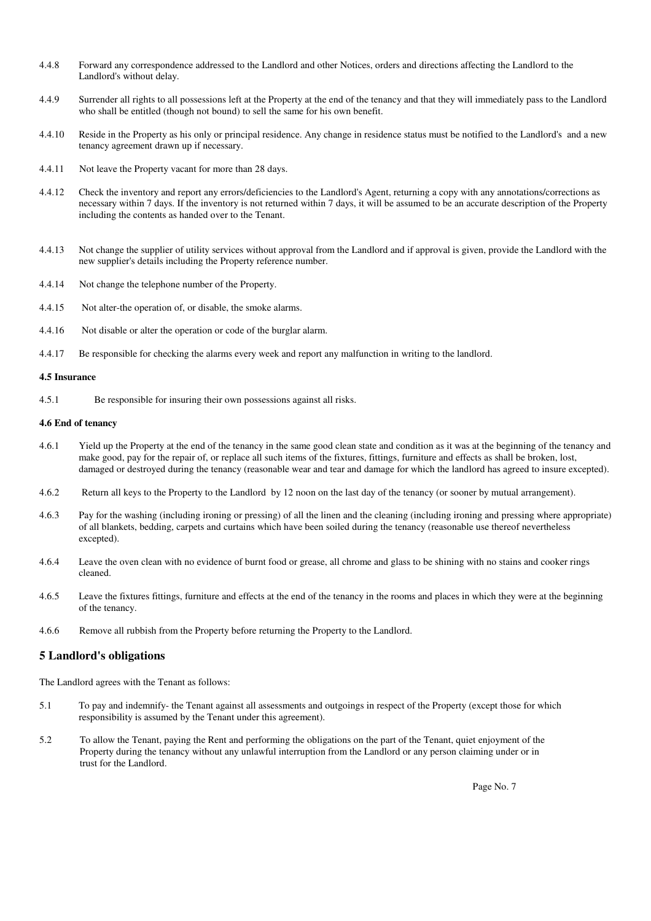4.4.8 Forward any correspondence addressed to the Landlord and other Notices, orders and directions affecting the Landlord to the Landlord's without delay.

4.4.9 Surrender all rights to all possessions left at the Property at the end of the tenancy and that they will immediately pass to the Landlord who shall be entitled (though not bound) to sell the same for his own benefit.

4.4.10 Reside in the Property as his only or principal residence. Any change in residence status must be notified to the Landlord's and a new tenancy agreement drawn up if necessary.

4.4.11 Not leave the Property vacant for more than 28 days.

4.4.12 Check the inventory and report any errors/deficiencies to the Landlord's Agent, returning a copy with any annotations/corrections as necessary within 7 days. If the inventory is not returned within 7 days, it will be assumed to be an accurate description of the Property including the contents as handed over to the Tenant.

4.4.13 Not change the supplier of utility services without approval from the Landlord and if approval is given, provide the Landlord with the new supplier's details including the Property reference number.

4.4.14 Not change the telephone number of the Property.

4.4.15 Not alter-the operation of, or disable, the smoke alarms.

4.4.16 Not disable or alter the operation or code of the burglar alarm.

4.4.17 Be responsible for checking the alarms every week and report any malfunction in writing to the landlord.

**4.5 Insurance**

4.5.1 Be responsible for insuring their own possessions against all risks.

**4.6 End of tenancy**

4.6.1 Yield up the Property at the end of the tenancy in the same good clean state and condition as it was at the beginning of the tenancy and make good, pay for the repair of, or replace all such items of the fixtures, fittings, furniture and effects as shall be broken, lost, damaged or destroyed during the tenancy (reasonable wear and tear and damage for which the landlord has agreed to insure excepted).

4.6.2 Return all keys to the Property to the Landlord by 12 noon on the last day of the tenancy (or sooner by mutual arrangement).

4.6.3 Pay for the washing (including ironing or pressing) of all the linen and the cleaning (including ironing and pressing where appropriate) of all blankets, bedding, carpets and curtains which have been soiled during the tenancy (reasonable use thereof nevertheless excepted).

4.6.4 Leave the oven clean with no evidence of burnt food or grease, all chrome and glass to be shining with no stains and cooker rings cleaned.

4.6.5 Leave the fixtures fittings, furniture and effects at the end of the tenancy in the rooms and places in which they were at the beginning of the tenancy.

4.6.6 Remove all rubbish from the Property before returning the Property to the Landlord.

## 5 Landlord's obligations

The Landlord agrees with the Tenant as follows:

5.1 To pay and indemnify- the Tenant against all assessments and outgoings in respect of the Property (except those for which responsibility is assumed by the Tenant under this agreement).

5.2 To allow the Tenant, paying the Rent and performing the obligations on the part of the Tenant, quiet enjoyment of the Property during the tenancy without any unlawful interruption from the Landlord or any person claiming under or in trust for the Landlord.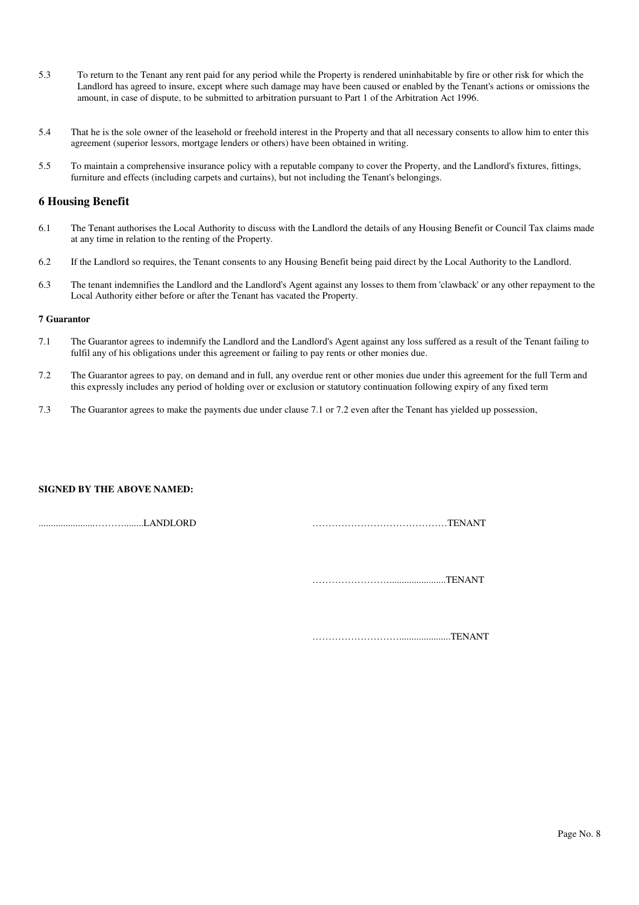5.3 To return to the Tenant any rent paid for any period while the Property is rendered uninhabitable by fire or other risk for which the Landlord has agreed to insure, except where such damage may have been caused or enabled by the Tenant's actions or omissions the amount, in case of dispute, to be submitted to arbitration pursuant to Part 1 of the Arbitration Act 1996.

5.4 That he is the sole owner of the leasehold or freehold interest in the Property and that all necessary consents to allow him to enter this agreement (superior lessors, mortgage lenders or others) have been obtained in writing.

5.5 To maintain a comprehensive insurance policy with a reputable company to cover the Property, and the Landlord's fixtures, fittings, furniture and effects (including carpets and curtains), but not including the Tenant's belongings.

## 6 Housing Benefit

6.1 The Tenant authorises the Local Authority to discuss with the Landlord the details of any Housing Benefit or Council Tax claims made at any time in relation to the renting of the Property.

6.2 If the Landlord so requires, the Tenant consents to any Housing Benefit being paid direct by the Local Authority to the Landlord.

6.3 The tenant indemnifies the Landlord and the Landlord's Agent against any losses to them from 'clawback' or any other repayment to the Local Authority either before or after the Tenant has vacated the Property.

**7 Guarantor**

7.1 The Guarantor agrees to indemnify the Landlord and the Landlord's Agent against any loss suffered as a result of the Tenant failing to fulfil any of his obligations under this agreement or failing to pay rents or other monies due.

7.2 The Guarantor agrees to pay, on demand and in full, any overdue rent or other monies due under this agreement for the full Term and this expressly includes any period of holding over or exclusion or statutory continuation following expiry of any fixed term

7.3 The Guarantor agrees to make the payments due under clause 7.1 or 7.2 even after the Tenant has yielded up possession,

**SIGNED BY THE ABOVE NAMED:**

......................………........LANDLORD

……………………………………TENANT

…………………….....................TENANT

……………………….....................TENANT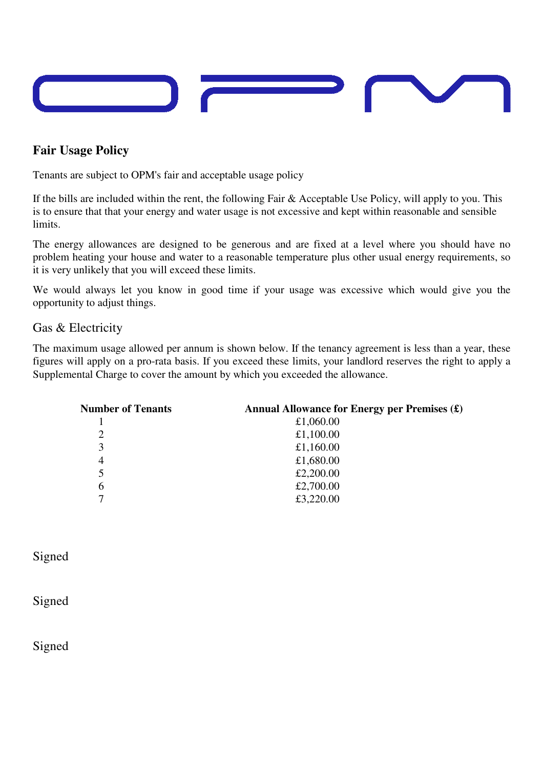OPM

## Fair Usage Policy

Tenants are subject to OPM's fair and acceptable usage policy

If the bills are included within the rent, the following Fair & Acceptable Use Policy, will apply to you. This is to ensure that that your energy and water usage is not excessive and kept within reasonable and sensible limits.

The energy allowances are designed to be generous and are fixed at a level where you should have no problem heating your house and water to a reasonable temperature plus other usual energy requirements, so it is very unlikely that you will exceed these limits.

We would always let you know in good time if your usage was excessive which would give you the opportunity to adjust things.

### Gas & Electricity

The maximum usage allowed per annum is shown below. If the tenancy agreement is less than a year, these figures will apply on a pro-rata basis. If you exceed these limits, your landlord reserves the right to apply a Supplemental Charge to cover the amount by which you exceeded the allowance.

| Number of Tenants | Annual Allowance for Energy per Premises (£) |
|---|---|
| 1 | £1,060.00 |
| 2 | £1,100.00 |
| 3 | £1,160.00 |
| 4 | £1,680.00 |
| 5 | £2,200.00 |
| 6 | £2,700.00 |
| 7 | £3,220.00 |

Signed

Signed

Signed